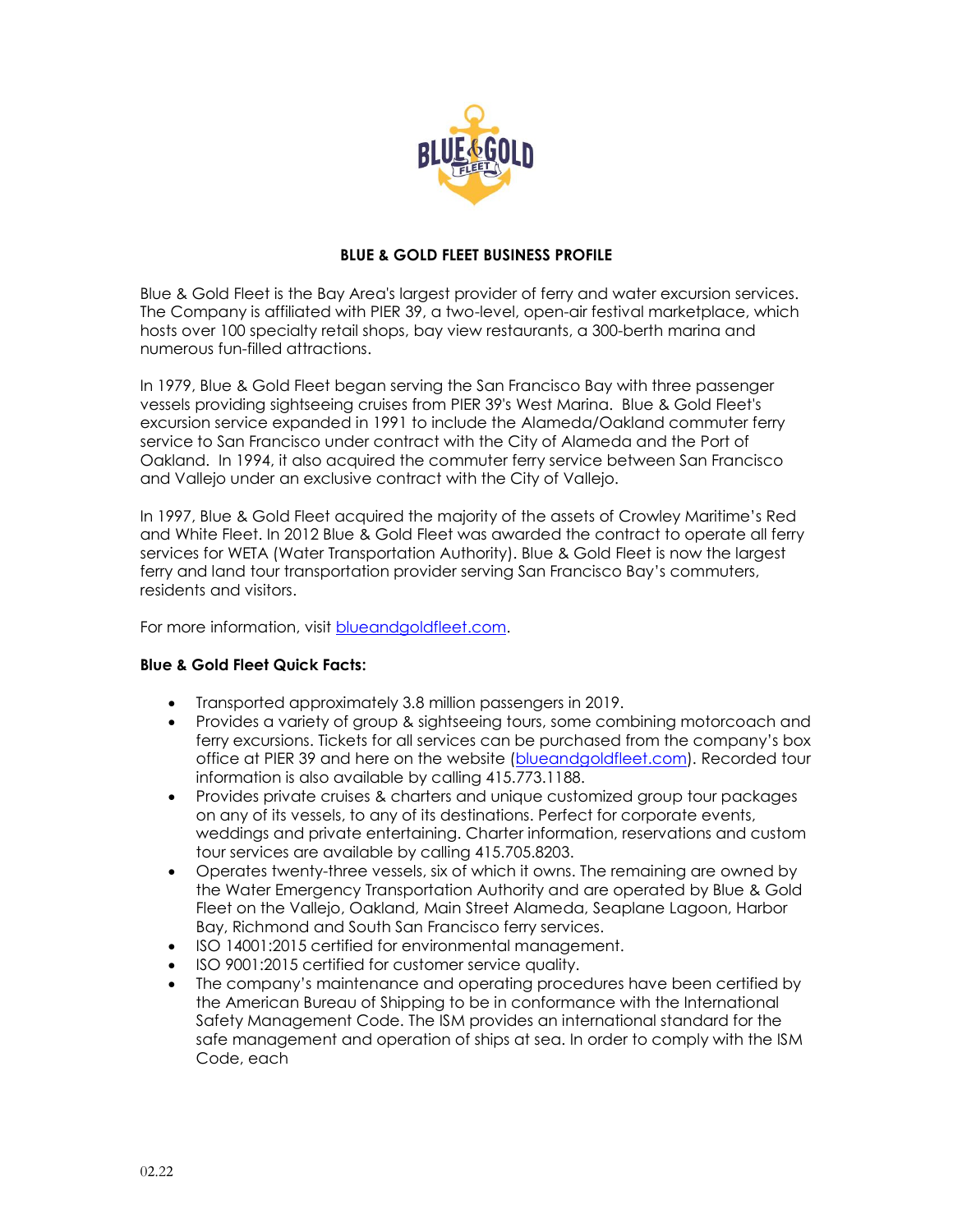# BLUE & GOLD FLEET BUSINESS PROFILE

Blue & Gold Fleet is the Bay Area's largest provider of ferry and water excursion services. The Company is affiliated with PIER 39, a two-level, open-air festival marketplace, which hosts over 100 specialty retail shops, bay view restaurants, a 300-berth marina and numerous fun-filled attractions.

In 1979, Blue & Gold Fleet began serving the San Francisco Bay with three passenger vessels providing sightseeing cruises from PIER 39's West Marina. Blue & Gold Fleet's excursion service expanded in 1991 to include the Alameda/Oakland commuter ferry service to San Francisco under contract with the City of Alameda and the Port of Oakland. In 1994, it also acquired the commuter ferry service between San Francisco and Vallejo under an exclusive contract with the City of Vallejo.

In 1997, Blue & Gold Fleet acquired the majority of the assets of Crowley Maritime's Red and White Fleet. In 2012 Blue & Gold Fleet was awarded the contract to operate all ferry services for WETA (Water Transportation Authority). Blue & Gold Fleet is now the largest ferry and land tour transportation provider serving San Francisco Bay's commuters, residents and visitors.

For more information, visit blueandgoldfleet.com.

**Blue & Gold Fleet Quick Facts:**

- Transported approximately 3.8 million passengers in 2019.
- Provides a variety of group & sightseeing tours, some combining motorcoach and ferry excursions. Tickets for all services can be purchased from the company's box office at PIER 39 and here on the website (blueandgoldfleet.com). Recorded tour information is also available by calling 415.773.1188.
- Provides private cruises & charters and unique customized group tour packages on any of its vessels, to any of its destinations. Perfect for corporate events, weddings and private entertaining. Charter information, reservations and custom tour services are available by calling 415.705.8203.
- Operates twenty-three vessels, six of which it owns. The remaining are owned by the Water Emergency Transportation Authority and are operated by Blue & Gold Fleet on the Vallejo, Oakland, Main Street Alameda, Seaplane Lagoon, Harbor Bay, Richmond and South San Francisco ferry services.
- ISO 14001:2015 certified for environmental management.
- ISO 9001:2015 certified for customer service quality.
- The company's maintenance and operating procedures have been certified by the American Bureau of Shipping to be in conformance with the International Safety Management Code. The ISM provides an international standard for the safe management and operation of ships at sea. In order to comply with the ISM Code, each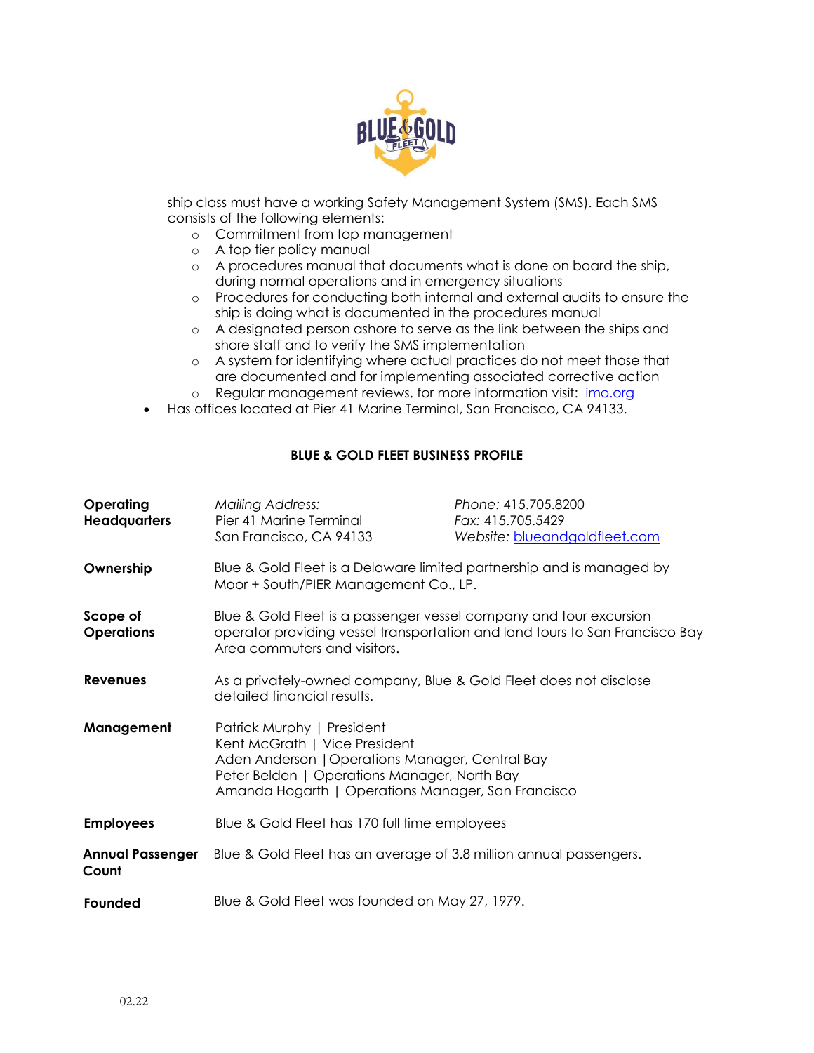ship class must have a working Safety Management System (SMS). Each SMS consists of the following elements:

- Commitment from top management
- A top tier policy manual
- A procedures manual that documents what is done on board the ship, during normal operations and in emergency situations
- Procedures for conducting both internal and external audits to ensure the ship is doing what is documented in the procedures manual
- A designated person ashore to serve as the link between the ships and shore staff and to verify the SMS implementation
- A system for identifying where actual practices do not meet those that are documented and for implementing associated corrective action
- Regular management reviews, for more information visit: [imo.org](imo.org)

- Has offices located at Pier 41 Marine Terminal, San Francisco, CA 94133.

## BLUE & GOLD FLEET BUSINESS PROFILE

| | | |
|---|---|---|
| **Operating Headquarters** | *Mailing Address:* Pier 41 Marine Terminal San Francisco, CA 94133 | *Phone:* 415.705.8200 *Fax:* 415.705.5429 *Website:* [blueandgoldfleet.com](blueandgoldfleet.com) |
| **Ownership** | Blue & Gold Fleet is a Delaware limited partnership and is managed by Moor + South/PIER Management Co., LP. | |
| **Scope of Operations** | Blue & Gold Fleet is a passenger vessel company and tour excursion operator providing vessel transportation and land tours to San Francisco Bay Area commuters and visitors. | |
| **Revenues** | As a privately-owned company, Blue & Gold Fleet does not disclose detailed financial results. | |
| **Management** | Patrick Murphy \| President<br>Kent McGrath \| Vice President<br>Aden Anderson \| Operations Manager, Central Bay<br>Peter Belden \| Operations Manager, North Bay<br>Amanda Hogarth \| Operations Manager, San Francisco | |
| **Employees** | Blue & Gold Fleet has 170 full time employees | |
| **Annual Passenger Count** | Blue & Gold Fleet has an average of 3.8 million annual passengers. | |
| **Founded** | Blue & Gold Fleet was founded on May 27, 1979. | |

02.22